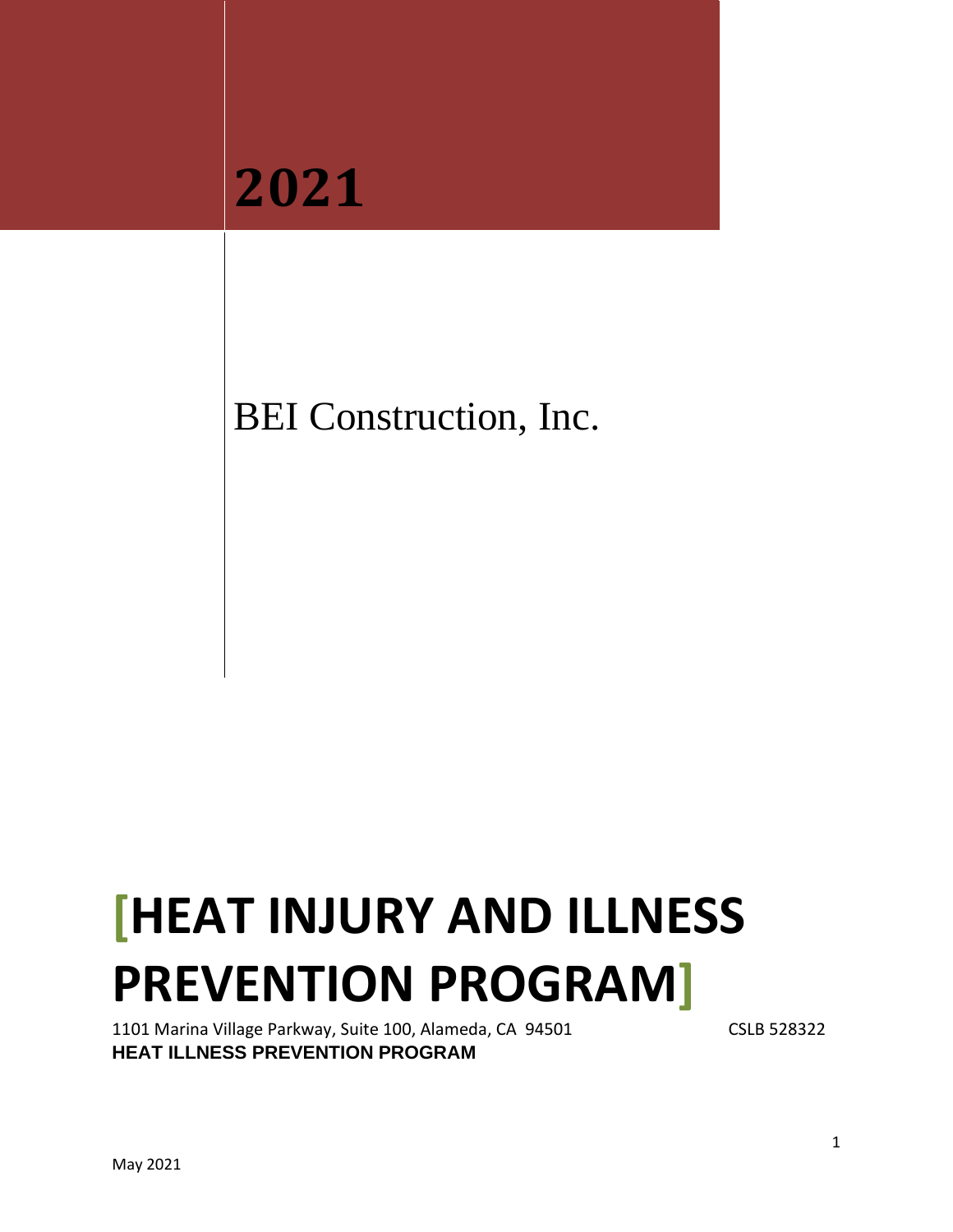# 2021

BEI Construction, Inc.

# [HEAT INJURY AND ILLNESS PREVENTION PROGRAM]

1101 Marina Village Parkway, Suite 100, Alameda, CA 94501 CSLB 528322

**HEAT ILLNESS PREVENTION PROGRAM**

May 2021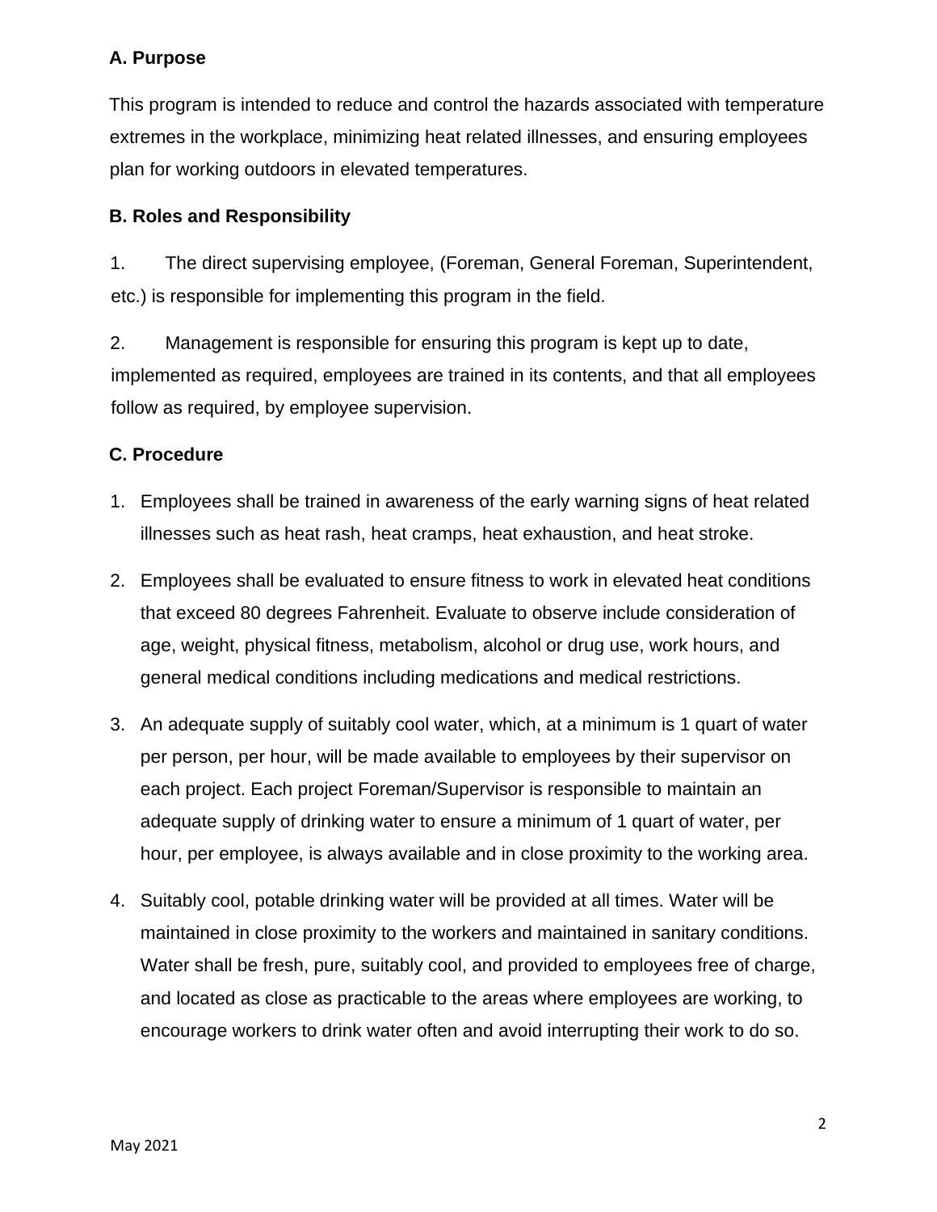## A. Purpose

This program is intended to reduce and control the hazards associated with temperature extremes in the workplace, minimizing heat related illnesses, and ensuring employees plan for working outdoors in elevated temperatures.

## B. Roles and Responsibility

1. The direct supervising employee, (Foreman, General Foreman, Superintendent, etc.) is responsible for implementing this program in the field.

2. Management is responsible for ensuring this program is kept up to date, implemented as required, employees are trained in its contents, and that all employees follow as required, by employee supervision.

## C. Procedure

1. Employees shall be trained in awareness of the early warning signs of heat related illnesses such as heat rash, heat cramps, heat exhaustion, and heat stroke.
2. Employees shall be evaluated to ensure fitness to work in elevated heat conditions that exceed 80 degrees Fahrenheit. Evaluate to observe include consideration of age, weight, physical fitness, metabolism, alcohol or drug use, work hours, and general medical conditions including medications and medical restrictions.
3. An adequate supply of suitably cool water, which, at a minimum is 1 quart of water per person, per hour, will be made available to employees by their supervisor on each project. Each project Foreman/Supervisor is responsible to maintain an adequate supply of drinking water to ensure a minimum of 1 quart of water, per hour, per employee, is always available and in close proximity to the working area.
4. Suitably cool, potable drinking water will be provided at all times. Water will be maintained in close proximity to the workers and maintained in sanitary conditions. Water shall be fresh, pure, suitably cool, and provided to employees free of charge, and located as close as practicable to the areas where employees are working, to encourage workers to drink water often and avoid interrupting their work to do so.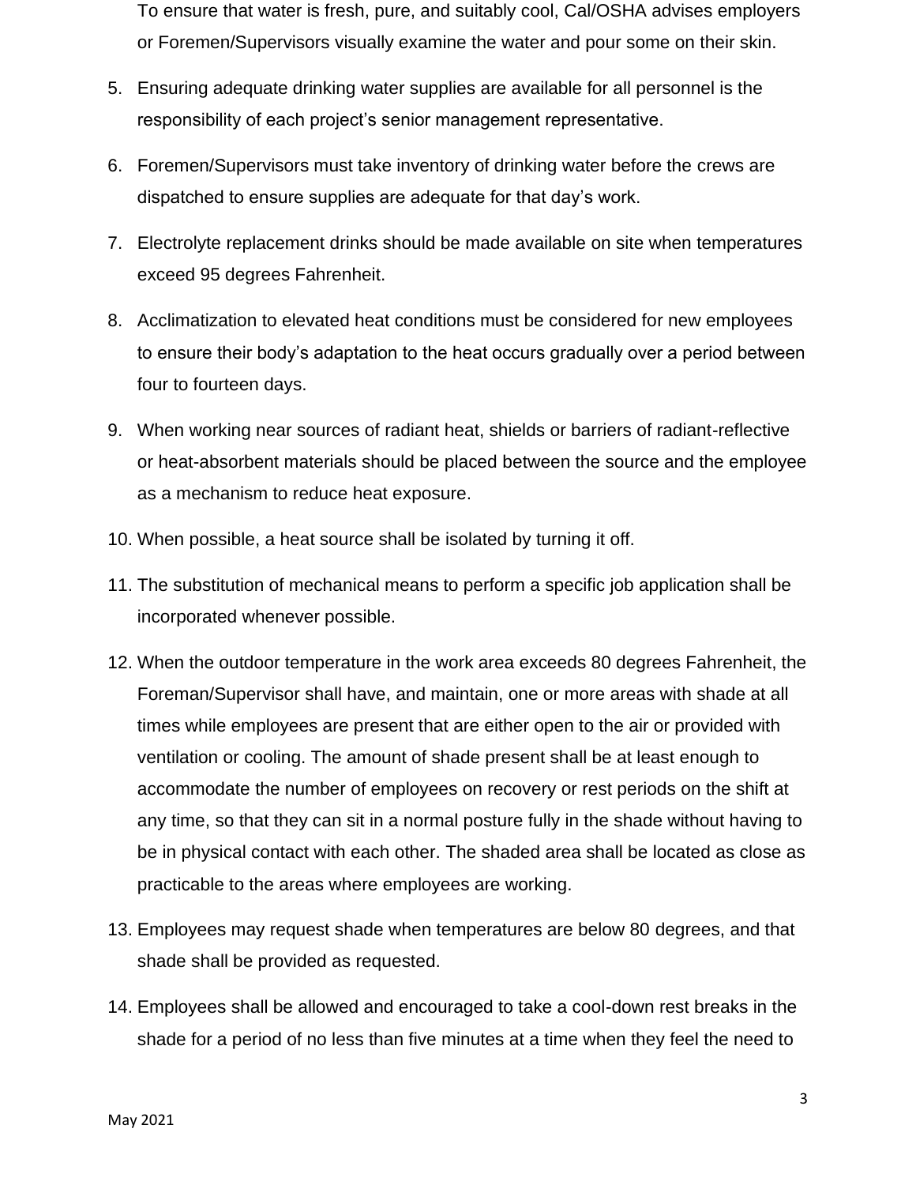To ensure that water is fresh, pure, and suitably cool, Cal/OSHA advises employers or Foremen/Supervisors visually examine the water and pour some on their skin.

5. Ensuring adequate drinking water supplies are available for all personnel is the responsibility of each project's senior management representative.

6. Foremen/Supervisors must take inventory of drinking water before the crews are dispatched to ensure supplies are adequate for that day's work.

7. Electrolyte replacement drinks should be made available on site when temperatures exceed 95 degrees Fahrenheit.

8. Acclimatization to elevated heat conditions must be considered for new employees to ensure their body's adaptation to the heat occurs gradually over a period between four to fourteen days.

9. When working near sources of radiant heat, shields or barriers of radiant-reflective or heat-absorbent materials should be placed between the source and the employee as a mechanism to reduce heat exposure.

10. When possible, a heat source shall be isolated by turning it off.

11. The substitution of mechanical means to perform a specific job application shall be incorporated whenever possible.

12. When the outdoor temperature in the work area exceeds 80 degrees Fahrenheit, the Foreman/Supervisor shall have, and maintain, one or more areas with shade at all times while employees are present that are either open to the air or provided with ventilation or cooling. The amount of shade present shall be at least enough to accommodate the number of employees on recovery or rest periods on the shift at any time, so that they can sit in a normal posture fully in the shade without having to be in physical contact with each other. The shaded area shall be located as close as practicable to the areas where employees are working.

13. Employees may request shade when temperatures are below 80 degrees, and that shade shall be provided as requested.

14. Employees shall be allowed and encouraged to take a cool-down rest breaks in the shade for a period of no less than five minutes at a time when they feel the need to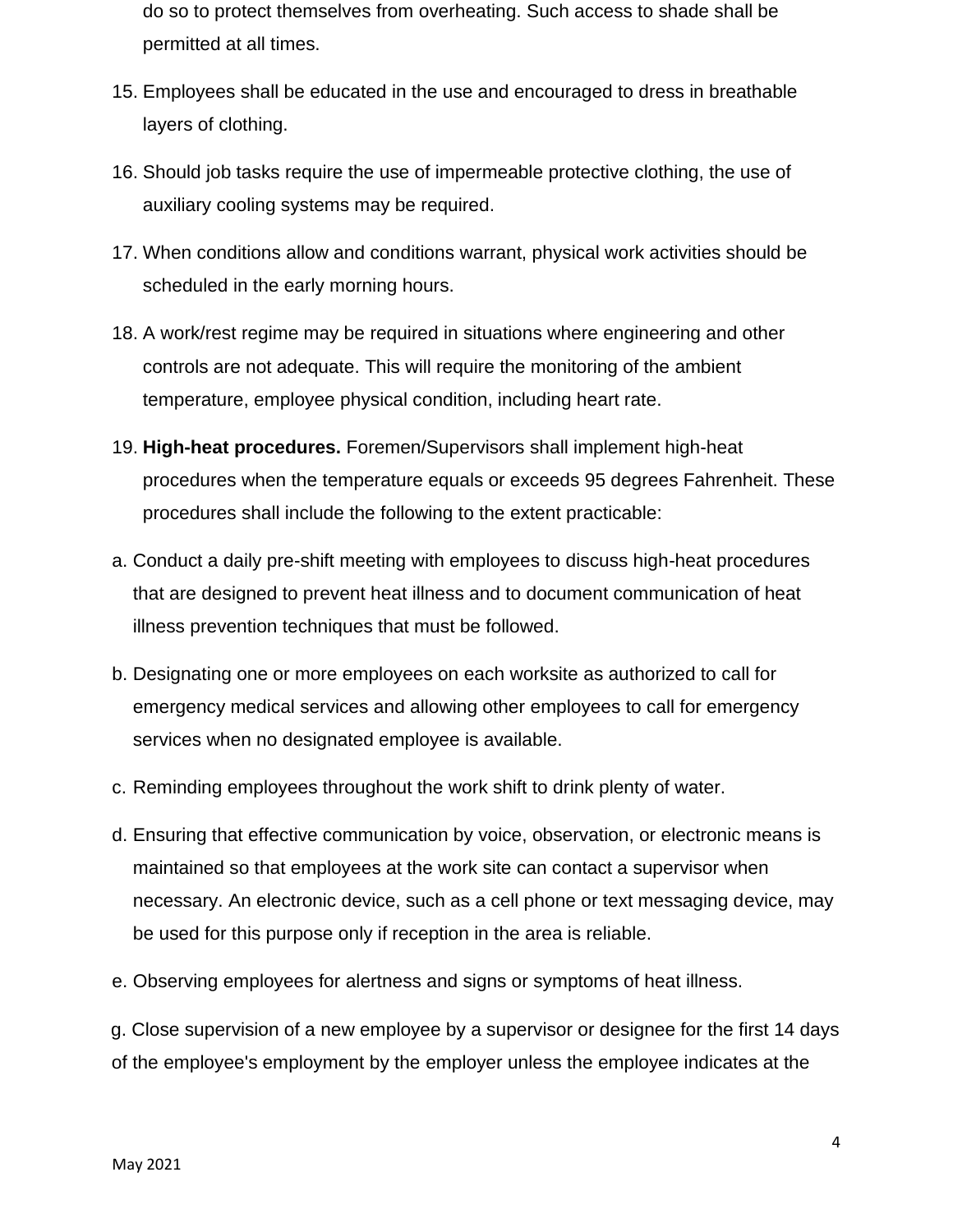do so to protect themselves from overheating. Such access to shade shall be permitted at all times.

15. Employees shall be educated in the use and encouraged to dress in breathable layers of clothing.
16. Should job tasks require the use of impermeable protective clothing, the use of auxiliary cooling systems may be required.
17. When conditions allow and conditions warrant, physical work activities should be scheduled in the early morning hours.
18. A work/rest regime may be required in situations where engineering and other controls are not adequate. This will require the monitoring of the ambient temperature, employee physical condition, including heart rate.
19. **High-heat procedures.** Foremen/Supervisors shall implement high-heat procedures when the temperature equals or exceeds 95 degrees Fahrenheit. These procedures shall include the following to the extent practicable:

a. Conduct a daily pre-shift meeting with employees to discuss high-heat procedures that are designed to prevent heat illness and to document communication of heat illness prevention techniques that must be followed.

b. Designating one or more employees on each worksite as authorized to call for emergency medical services and allowing other employees to call for emergency services when no designated employee is available.

c. Reminding employees throughout the work shift to drink plenty of water.

d. Ensuring that effective communication by voice, observation, or electronic means is maintained so that employees at the work site can contact a supervisor when necessary. An electronic device, such as a cell phone or text messaging device, may be used for this purpose only if reception in the area is reliable.

e. Observing employees for alertness and signs or symptoms of heat illness.

g. Close supervision of a new employee by a supervisor or designee for the first 14 days of the employee's employment by the employer unless the employee indicates at the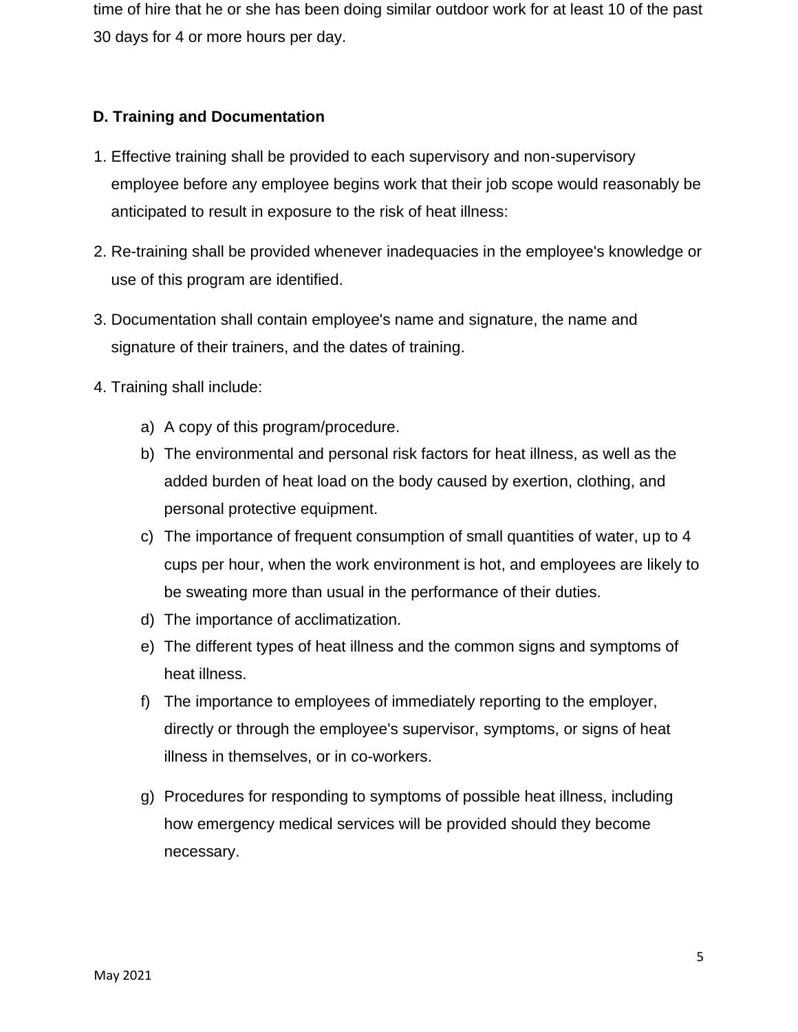time of hire that he or she has been doing similar outdoor work for at least 10 of the past 30 days for 4 or more hours per day.

### D. Training and Documentation

1. Effective training shall be provided to each supervisory and non-supervisory employee before any employee begins work that their job scope would reasonably be anticipated to result in exposure to the risk of heat illness:
2. Re-training shall be provided whenever inadequacies in the employee's knowledge or use of this program are identified.
3. Documentation shall contain employee's name and signature, the name and signature of their trainers, and the dates of training.
4. Training shall include:
   a) A copy of this program/procedure.
   b) The environmental and personal risk factors for heat illness, as well as the added burden of heat load on the body caused by exertion, clothing, and personal protective equipment.
   c) The importance of frequent consumption of small quantities of water, up to 4 cups per hour, when the work environment is hot, and employees are likely to be sweating more than usual in the performance of their duties.
   d) The importance of acclimatization.
   e) The different types of heat illness and the common signs and symptoms of heat illness.
   f) The importance to employees of immediately reporting to the employer, directly or through the employee's supervisor, symptoms, or signs of heat illness in themselves, or in co-workers.
   g) Procedures for responding to symptoms of possible heat illness, including how emergency medical services will be provided should they become necessary.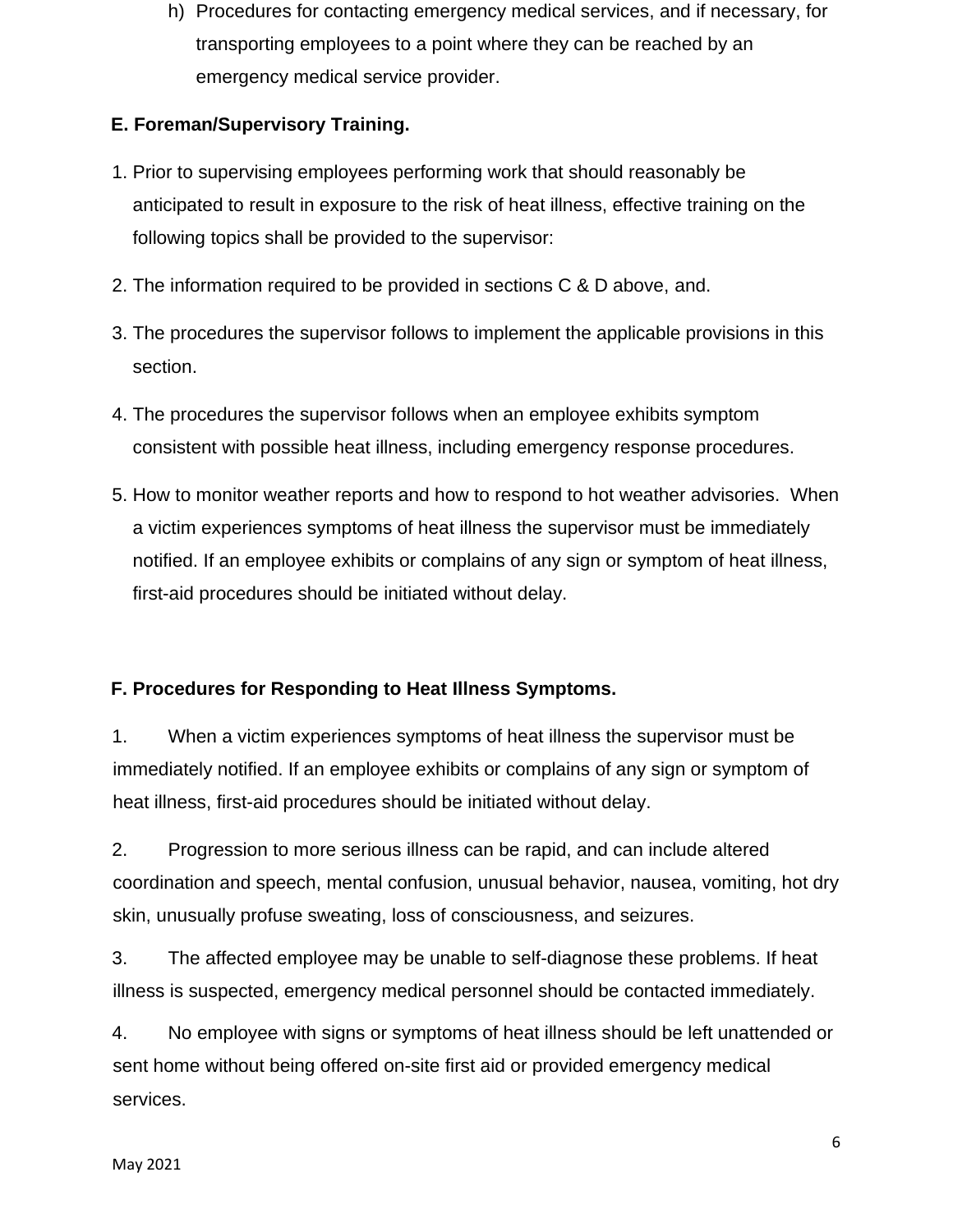h) Procedures for contacting emergency medical services, and if necessary, for transporting employees to a point where they can be reached by an emergency medical service provider.

**E. Foreman/Supervisory Training.**

1. Prior to supervising employees performing work that should reasonably be anticipated to result in exposure to the risk of heat illness, effective training on the following topics shall be provided to the supervisor:
2. The information required to be provided in sections C & D above, and.
3. The procedures the supervisor follows to implement the applicable provisions in this section.
4. The procedures the supervisor follows when an employee exhibits symptom consistent with possible heat illness, including emergency response procedures.
5. How to monitor weather reports and how to respond to hot weather advisories. When a victim experiences symptoms of heat illness the supervisor must be immediately notified. If an employee exhibits or complains of any sign or symptom of heat illness, first-aid procedures should be initiated without delay.

**F. Procedures for Responding to Heat Illness Symptoms.**

1. When a victim experiences symptoms of heat illness the supervisor must be immediately notified. If an employee exhibits or complains of any sign or symptom of heat illness, first-aid procedures should be initiated without delay.

2. Progression to more serious illness can be rapid, and can include altered coordination and speech, mental confusion, unusual behavior, nausea, vomiting, hot dry skin, unusually profuse sweating, loss of consciousness, and seizures.

3. The affected employee may be unable to self-diagnose these problems. If heat illness is suspected, emergency medical personnel should be contacted immediately.

4. No employee with signs or symptoms of heat illness should be left unattended or sent home without being offered on-site first aid or provided emergency medical services.

May 2021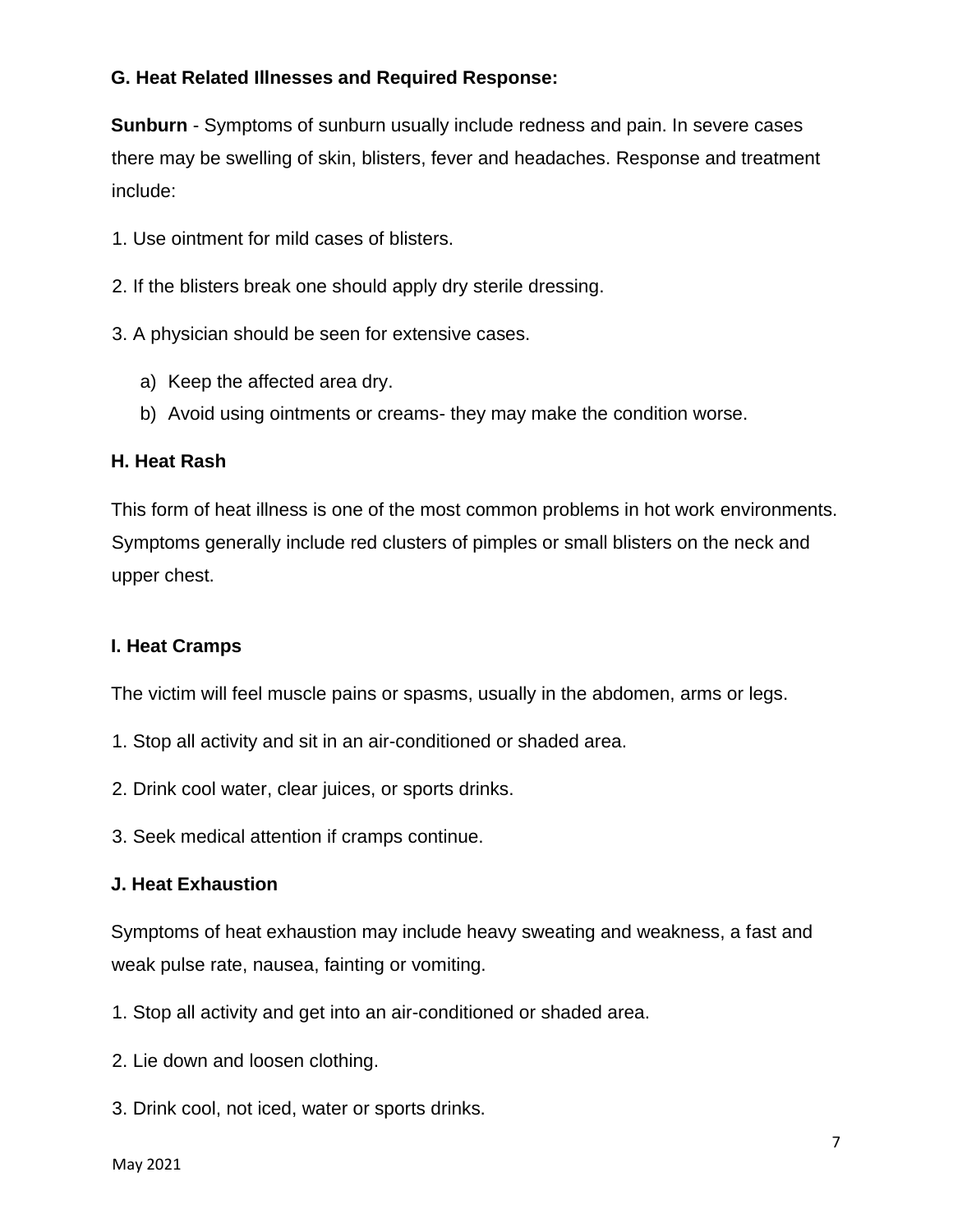### G. Heat Related Illnesses and Required Response:

**Sunburn** - Symptoms of sunburn usually include redness and pain. In severe cases there may be swelling of skin, blisters, fever and headaches. Response and treatment include:

1. Use ointment for mild cases of blisters.

2. If the blisters break one should apply dry sterile dressing.

3. A physician should be seen for extensive cases.

   a) Keep the affected area dry.
   b) Avoid using ointments or creams- they may make the condition worse.

### H. Heat Rash

This form of heat illness is one of the most common problems in hot work environments. Symptoms generally include red clusters of pimples or small blisters on the neck and upper chest.

### I. Heat Cramps

The victim will feel muscle pains or spasms, usually in the abdomen, arms or legs.

1. Stop all activity and sit in an air-conditioned or shaded area.

2. Drink cool water, clear juices, or sports drinks.

3. Seek medical attention if cramps continue.

### J. Heat Exhaustion

Symptoms of heat exhaustion may include heavy sweating and weakness, a fast and weak pulse rate, nausea, fainting or vomiting.

1. Stop all activity and get into an air-conditioned or shaded area.

2. Lie down and loosen clothing.

3. Drink cool, not iced, water or sports drinks.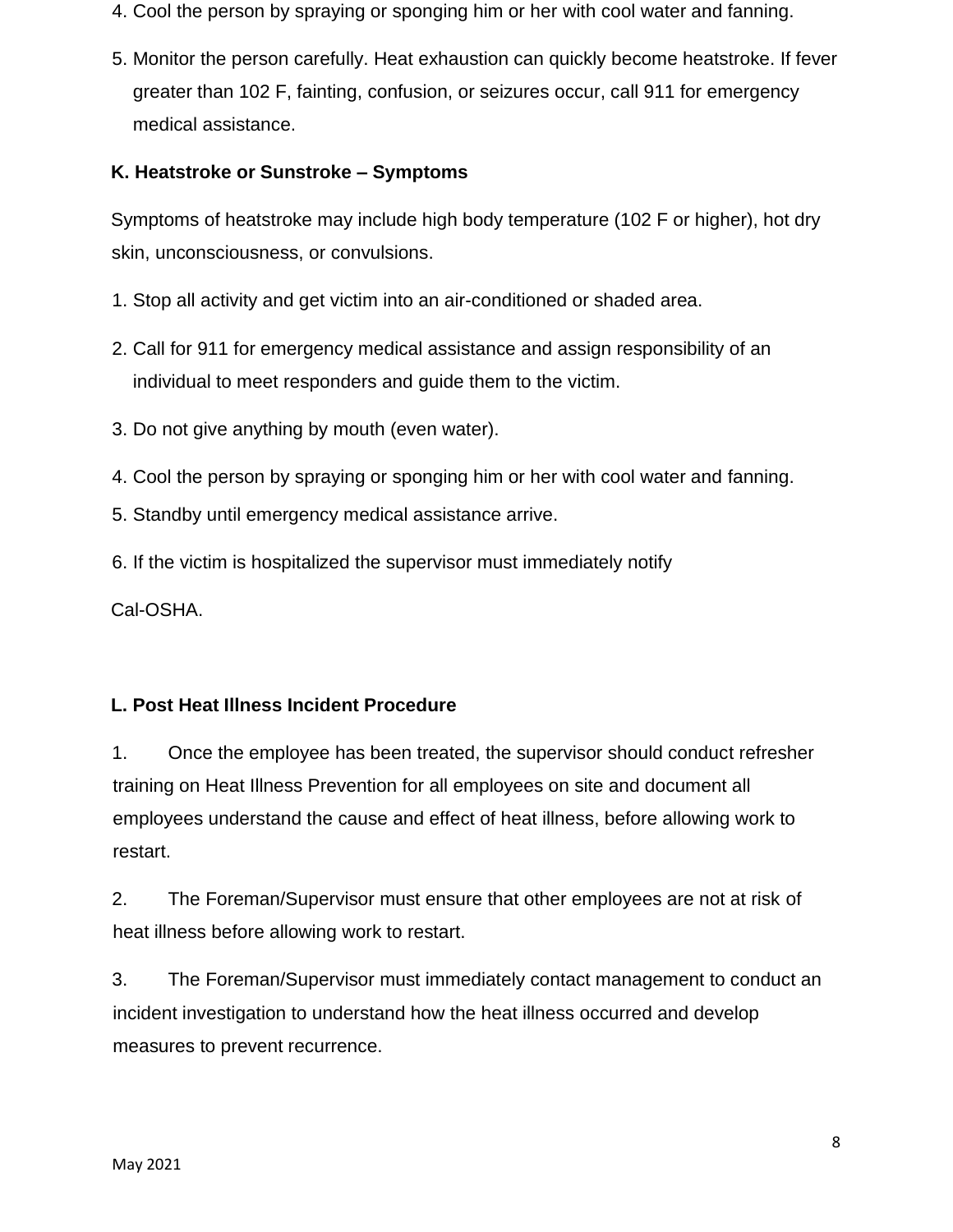4. Cool the person by spraying or sponging him or her with cool water and fanning.
5. Monitor the person carefully. Heat exhaustion can quickly become heatstroke. If fever greater than 102 F, fainting, confusion, or seizures occur, call 911 for emergency medical assistance.

### K. Heatstroke or Sunstroke – Symptoms

Symptoms of heatstroke may include high body temperature (102 F or higher), hot dry skin, unconsciousness, or convulsions.

1. Stop all activity and get victim into an air-conditioned or shaded area.
2. Call for 911 for emergency medical assistance and assign responsibility of an individual to meet responders and guide them to the victim.
3. Do not give anything by mouth (even water).
4. Cool the person by spraying or sponging him or her with cool water and fanning.
5. Standby until emergency medical assistance arrive.
6. If the victim is hospitalized the supervisor must immediately notify Cal-OSHA.

### L. Post Heat Illness Incident Procedure

1. Once the employee has been treated, the supervisor should conduct refresher training on Heat Illness Prevention for all employees on site and document all employees understand the cause and effect of heat illness, before allowing work to restart.
2. The Foreman/Supervisor must ensure that other employees are not at risk of heat illness before allowing work to restart.
3. The Foreman/Supervisor must immediately contact management to conduct an incident investigation to understand how the heat illness occurred and develop measures to prevent recurrence.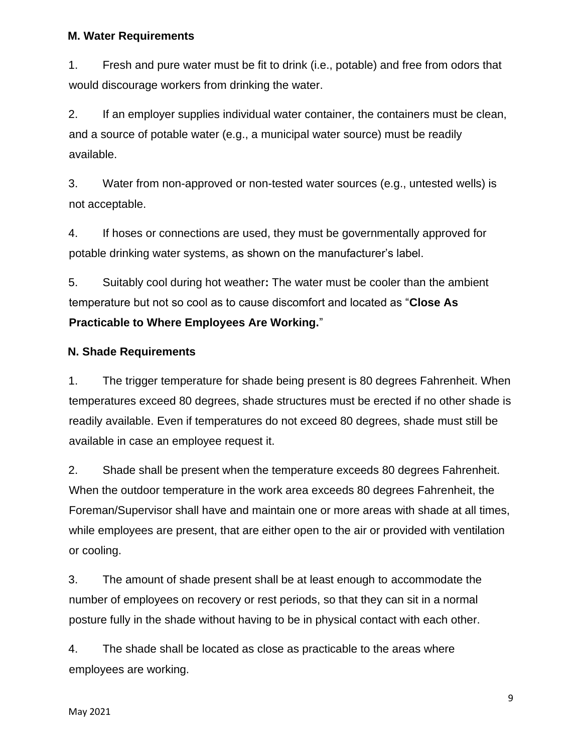**M. Water Requirements**

1. Fresh and pure water must be fit to drink (i.e., potable) and free from odors that would discourage workers from drinking the water.

2. If an employer supplies individual water container, the containers must be clean, and a source of potable water (e.g., a municipal water source) must be readily available.

3. Water from non-approved or non-tested water sources (e.g., untested wells) is not acceptable.

4. If hoses or connections are used, they must be governmentally approved for potable drinking water systems, as shown on the manufacturer's label.

5. Suitably cool during hot weather**:** The water must be cooler than the ambient temperature but not so cool as to cause discomfort and located as "**Close As Practicable to Where Employees Are Working.**"

**N. Shade Requirements**

1. The trigger temperature for shade being present is 80 degrees Fahrenheit. When temperatures exceed 80 degrees, shade structures must be erected if no other shade is readily available. Even if temperatures do not exceed 80 degrees, shade must still be available in case an employee request it.

2. Shade shall be present when the temperature exceeds 80 degrees Fahrenheit. When the outdoor temperature in the work area exceeds 80 degrees Fahrenheit, the Foreman/Supervisor shall have and maintain one or more areas with shade at all times, while employees are present, that are either open to the air or provided with ventilation or cooling.

3. The amount of shade present shall be at least enough to accommodate the number of employees on recovery or rest periods, so that they can sit in a normal posture fully in the shade without having to be in physical contact with each other.

4. The shade shall be located as close as practicable to the areas where employees are working.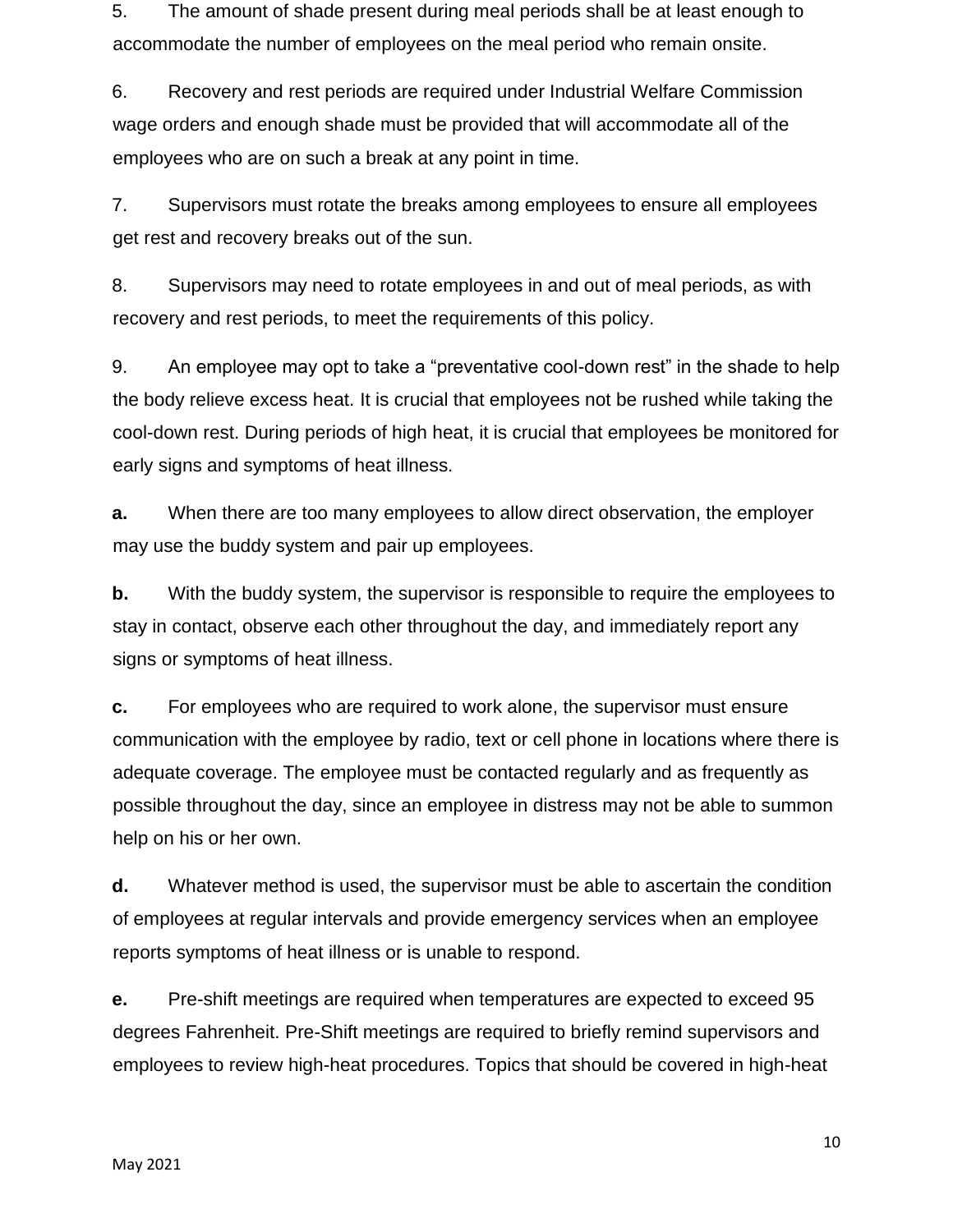5. The amount of shade present during meal periods shall be at least enough to accommodate the number of employees on the meal period who remain onsite.

6. Recovery and rest periods are required under Industrial Welfare Commission wage orders and enough shade must be provided that will accommodate all of the employees who are on such a break at any point in time.

7. Supervisors must rotate the breaks among employees to ensure all employees get rest and recovery breaks out of the sun.

8. Supervisors may need to rotate employees in and out of meal periods, as with recovery and rest periods, to meet the requirements of this policy.

9. An employee may opt to take a "preventative cool-down rest" in the shade to help the body relieve excess heat. It is crucial that employees not be rushed while taking the cool-down rest. During periods of high heat, it is crucial that employees be monitored for early signs and symptoms of heat illness.

**a.** When there are too many employees to allow direct observation, the employer may use the buddy system and pair up employees.

**b.** With the buddy system, the supervisor is responsible to require the employees to stay in contact, observe each other throughout the day, and immediately report any signs or symptoms of heat illness.

**c.** For employees who are required to work alone, the supervisor must ensure communication with the employee by radio, text or cell phone in locations where there is adequate coverage. The employee must be contacted regularly and as frequently as possible throughout the day, since an employee in distress may not be able to summon help on his or her own.

**d.** Whatever method is used, the supervisor must be able to ascertain the condition of employees at regular intervals and provide emergency services when an employee reports symptoms of heat illness or is unable to respond.

**e.** Pre-shift meetings are required when temperatures are expected to exceed 95 degrees Fahrenheit. Pre-Shift meetings are required to briefly remind supervisors and employees to review high-heat procedures. Topics that should be covered in high-heat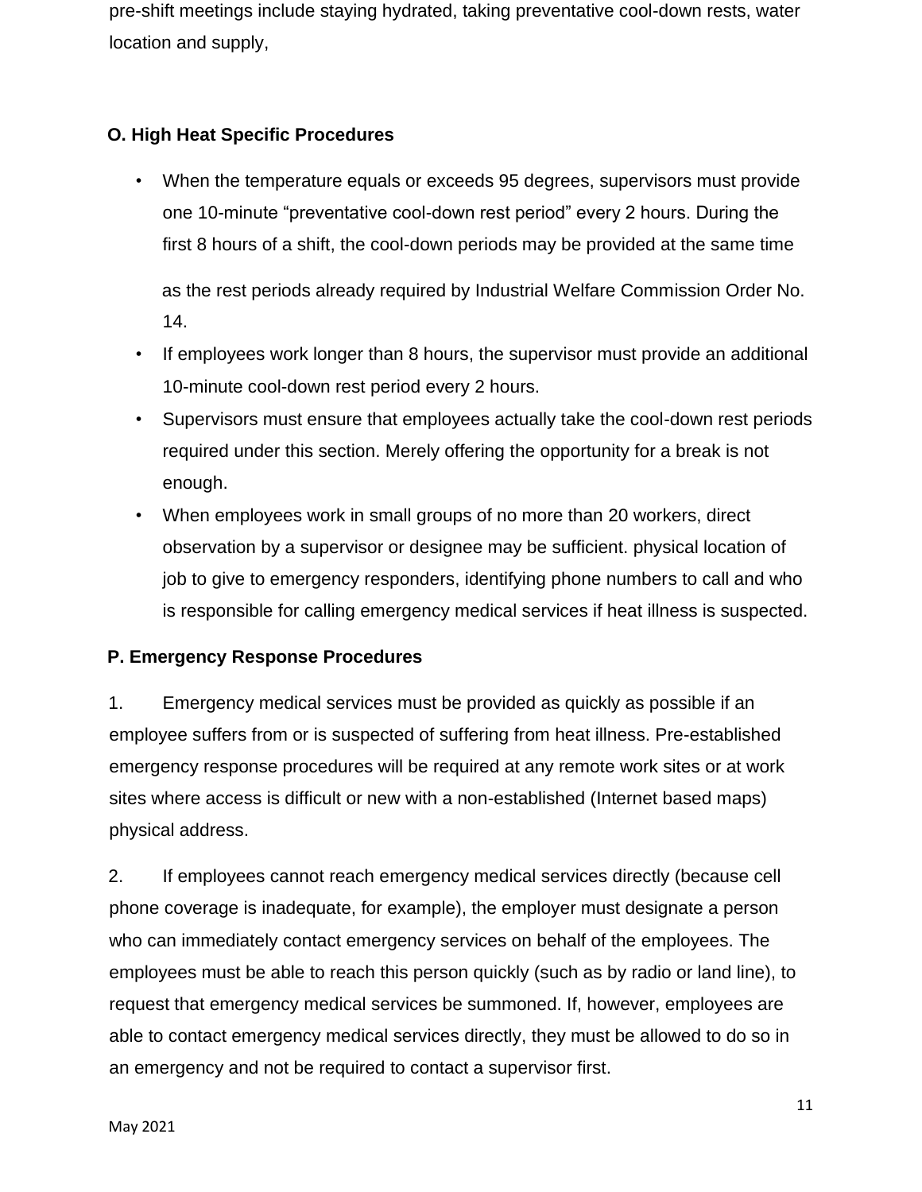pre-shift meetings include staying hydrated, taking preventative cool-down rests, water location and supply,

### O. High Heat Specific Procedures

- When the temperature equals or exceeds 95 degrees, supervisors must provide one 10-minute "preventative cool-down rest period" every 2 hours. During the first 8 hours of a shift, the cool-down periods may be provided at the same time

  as the rest periods already required by Industrial Welfare Commission Order No. 14.
- If employees work longer than 8 hours, the supervisor must provide an additional 10-minute cool-down rest period every 2 hours.
- Supervisors must ensure that employees actually take the cool-down rest periods required under this section. Merely offering the opportunity for a break is not enough.
- When employees work in small groups of no more than 20 workers, direct observation by a supervisor or designee may be sufficient. physical location of job to give to emergency responders, identifying phone numbers to call and who is responsible for calling emergency medical services if heat illness is suspected.

### P. Emergency Response Procedures

1. Emergency medical services must be provided as quickly as possible if an employee suffers from or is suspected of suffering from heat illness. Pre-established emergency response procedures will be required at any remote work sites or at work sites where access is difficult or new with a non-established (Internet based maps) physical address.

2. If employees cannot reach emergency medical services directly (because cell phone coverage is inadequate, for example), the employer must designate a person who can immediately contact emergency services on behalf of the employees. The employees must be able to reach this person quickly (such as by radio or land line), to request that emergency medical services be summoned. If, however, employees are able to contact emergency medical services directly, they must be allowed to do so in an emergency and not be required to contact a supervisor first.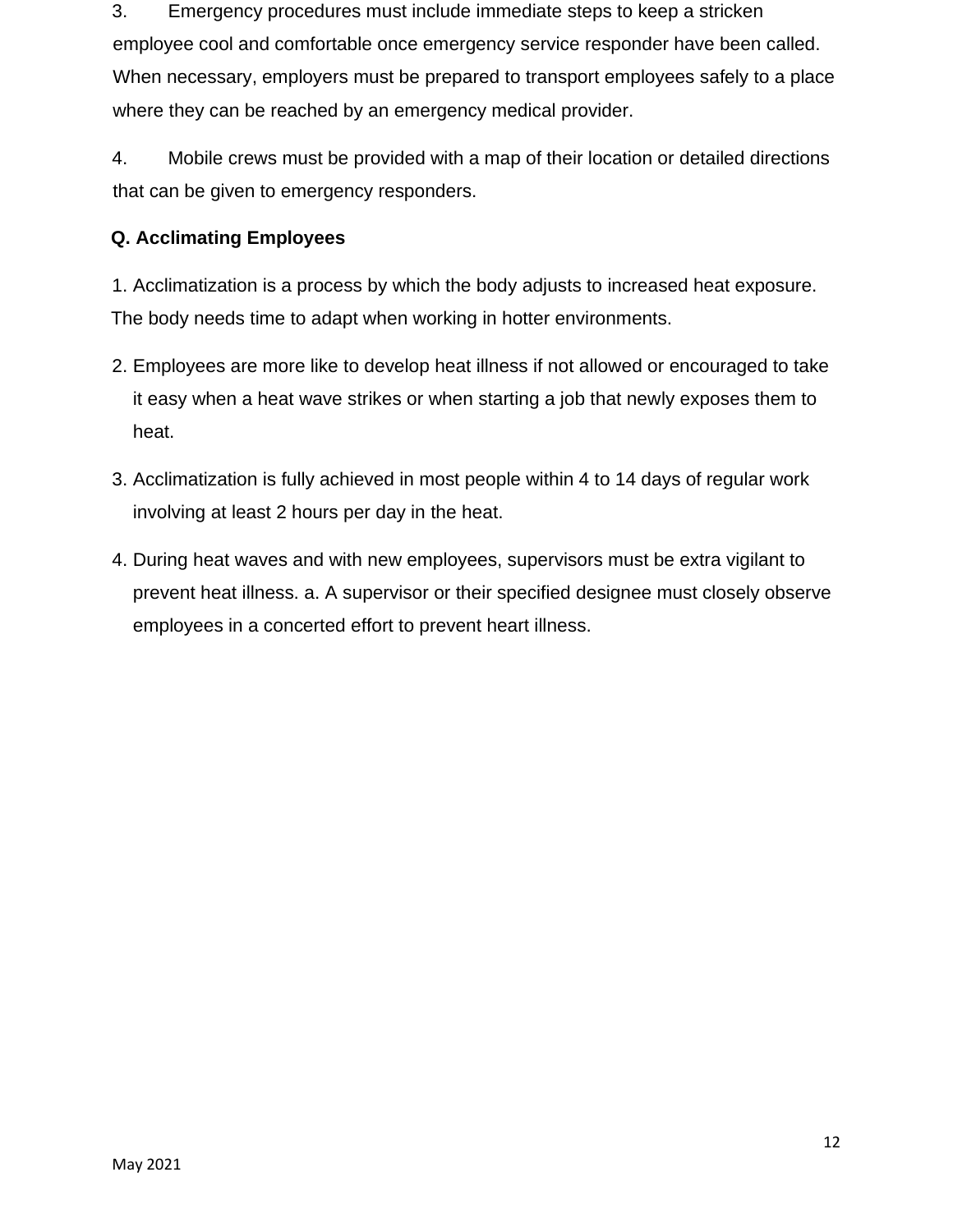3. Emergency procedures must include immediate steps to keep a stricken employee cool and comfortable once emergency service responder have been called. When necessary, employers must be prepared to transport employees safely to a place where they can be reached by an emergency medical provider.

4. Mobile crews must be provided with a map of their location or detailed directions that can be given to emergency responders.

**Q. Acclimating Employees**

1. Acclimatization is a process by which the body adjusts to increased heat exposure. The body needs time to adapt when working in hotter environments.

2. Employees are more like to develop heat illness if not allowed or encouraged to take it easy when a heat wave strikes or when starting a job that newly exposes them to heat.

3. Acclimatization is fully achieved in most people within 4 to 14 days of regular work involving at least 2 hours per day in the heat.

4. During heat waves and with new employees, supervisors must be extra vigilant to prevent heat illness. a. A supervisor or their specified designee must closely observe employees in a concerted effort to prevent heart illness.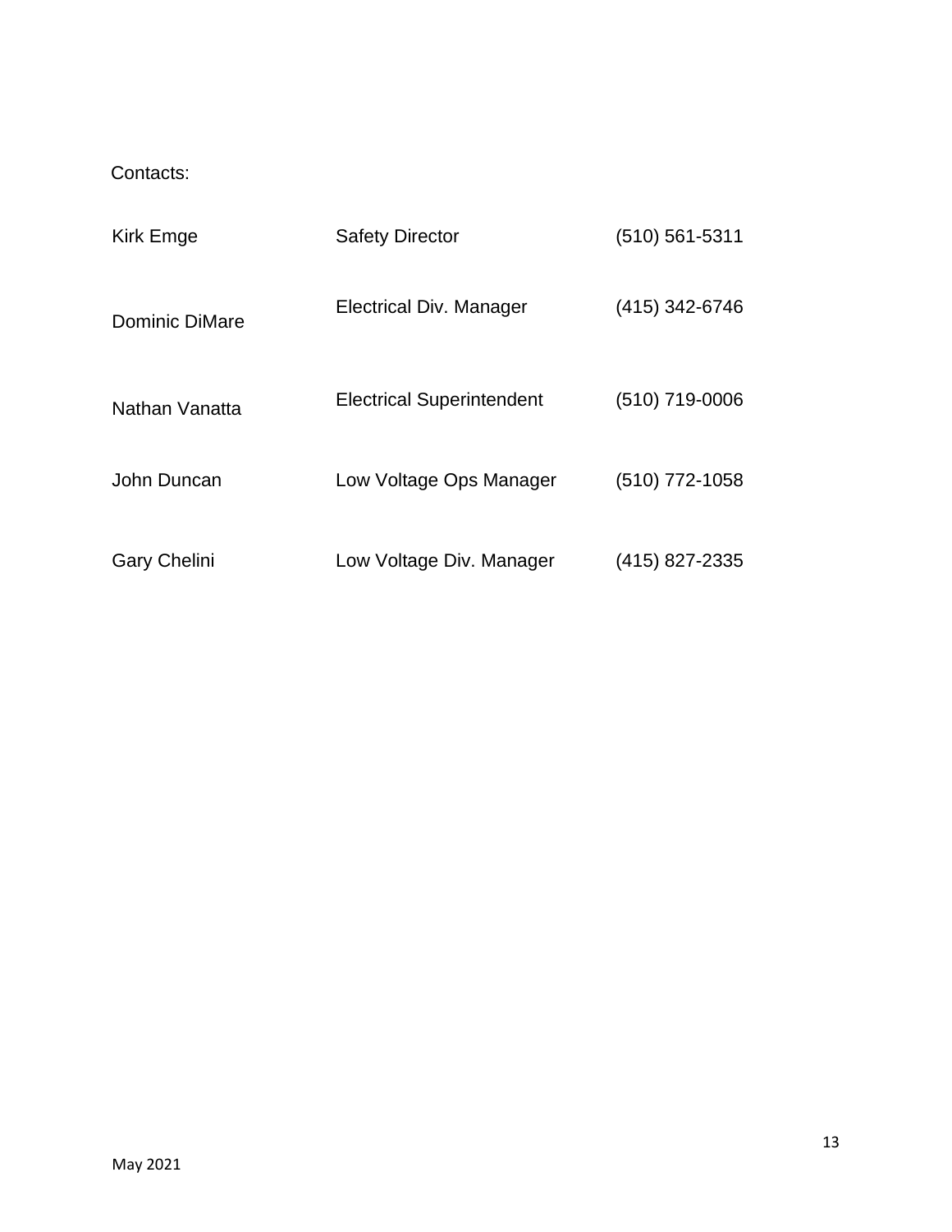Contacts:

| | | |
|---|---|---|
| Kirk Emge | Safety Director | (510) 561-5311 |
| Dominic DiMare | Electrical Div. Manager | (415) 342-6746 |
| Nathan Vanatta | Electrical Superintendent | (510) 719-0006 |
| John Duncan | Low Voltage Ops Manager | (510) 772-1058 |
| Gary Chelini | Low Voltage Div. Manager | (415) 827-2335 |